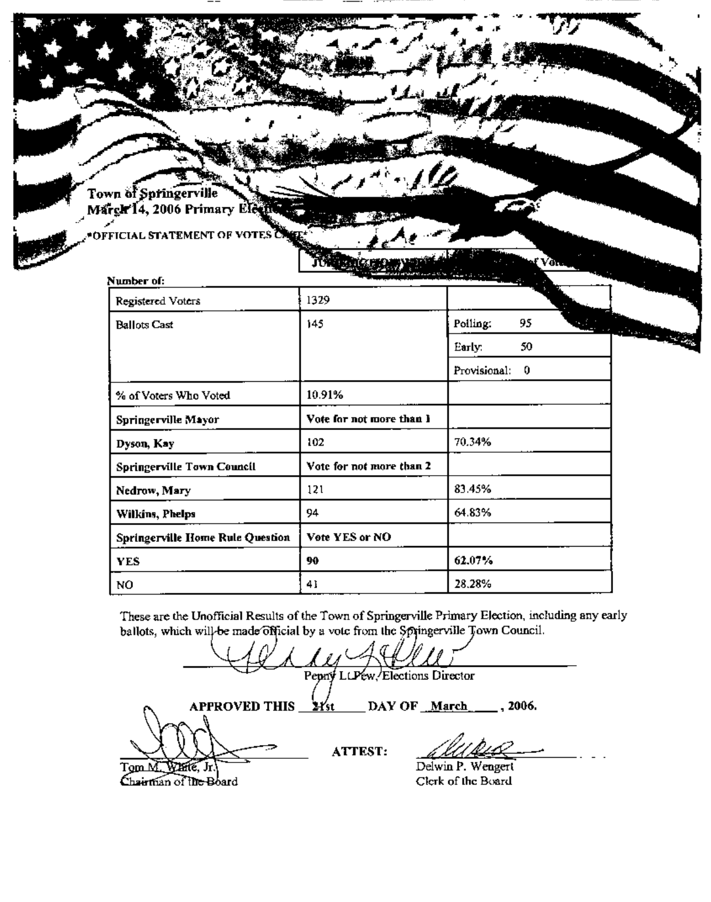Town of Springerville
March 14, 2006 Primary Ele...

"OFFICIAL STATEMENT OF VOTES C...

| Number of: | | |
|---|---|---|
| Registered Voters | 1329 | |
| Ballots Cast | 145 | Polling: 95 |
| | | Early: 50 |
| | | Provisional: 0 |
| % of Voters Who Voted | 10.91% | |
| **Springerville Mayor** | **Vote for not more than 1** | |
| **Dyson, Kay** | 102 | 70.34% |
| **Springerville Town Council** | **Vote for not more than 2** | |
| **Nedrow, Mary** | 121 | 83.45% |
| **Wilkins, Phelps** | 94 | 64.83% |
| **Springerville Home Rule Question** | **Vote YES or NO** | |
| **YES** | **90** | **62.07%** |
| NO | 41 | 28.28% |

These are the Unofficial Results of the Town of Springerville Primary Election, including any early ballots, which will be made official by a vote from the Springerville Town Council.

Penny L. Pew, Elections Director

**APPROVED THIS** 21st **DAY OF** March **, 2006.**

Tom M. White, Jr.
Chairman of the Board

**ATTEST:**

Delwin P. Wengert
Clerk of the Board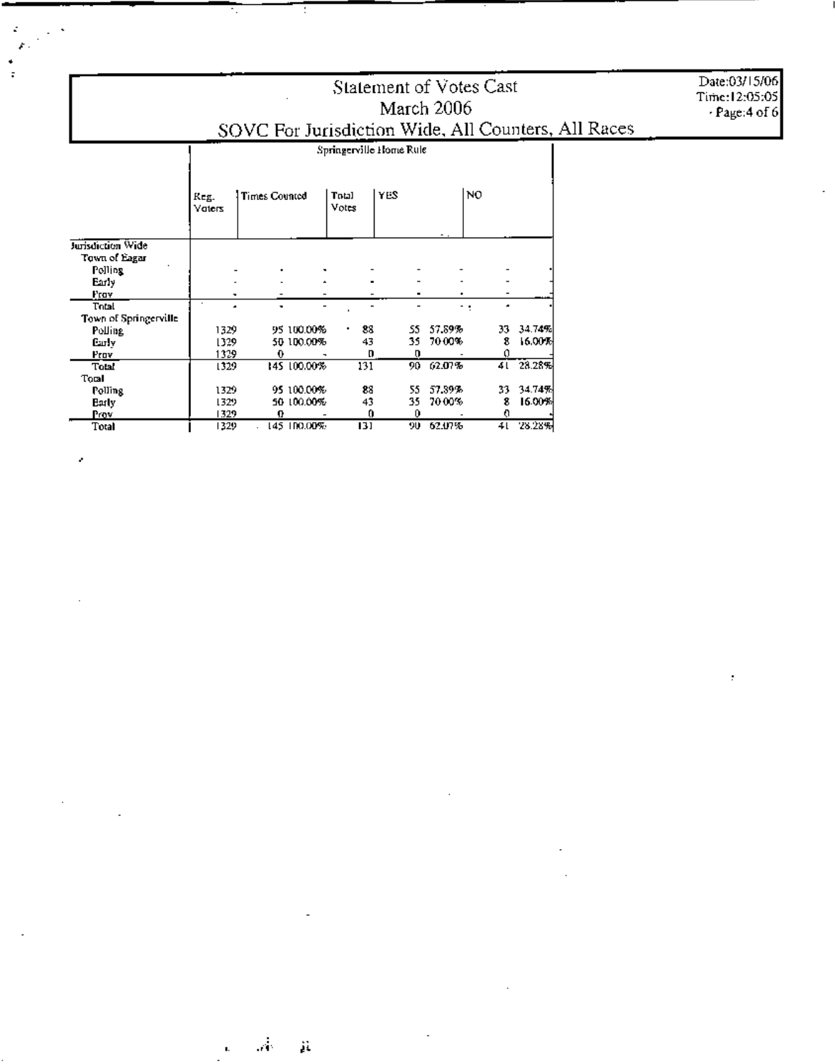# Statement of Votes Cast
## March 2006
## SOVC For Jurisdiction Wide, All Counters, All Races

Date:03/15/06
Time:12:05:05

| | Springerville Home Rule | | | | | | | |
|---|---|---|---|---|---|---|---|---|
| | Reg. Voters | Times Counted | | Total Votes | YES | | NO | |
| **Jurisdiction Wide** | | | | | | | | |
| Town of Eagar | | | | | | | | |
| Polling | - | - | - | - | - | - | - | - |
| Early | - | - | - | - | - | - | - | - |
| Prov | - | - | - | - | - | - | - | - |
| Total | - | - | - | - | - | - | - | - |
| Town of Springerville | | | | | | | | |
| Polling | 1329 | 95 | 100.00% | 88 | 55 | 57.89% | 33 | 34.74% |
| Early | 1329 | 50 | 100.00% | 43 | 35 | 70.00% | 8 | 16.00% |
| Prov | 1329 | 0 | - | 0 | 0 | - | 0 | - |
| Total | 1329 | 145 | 100.00% | 131 | 90 | 62.07% | 41 | 28.28% |
| Total | | | | | | | | |
| Polling | 1329 | 95 | 100.00% | 88 | 55 | 57.89% | 33 | 34.74% |
| Early | 1329 | 50 | 100.00% | 43 | 35 | 70.00% | 8 | 16.00% |
| Prov | 1329 | 0 | - | 0 | 0 | - | 0 | - |
| Total | 1329 | 145 | 100.00% | 131 | 90 | 62.07% | 41 | 28.28% |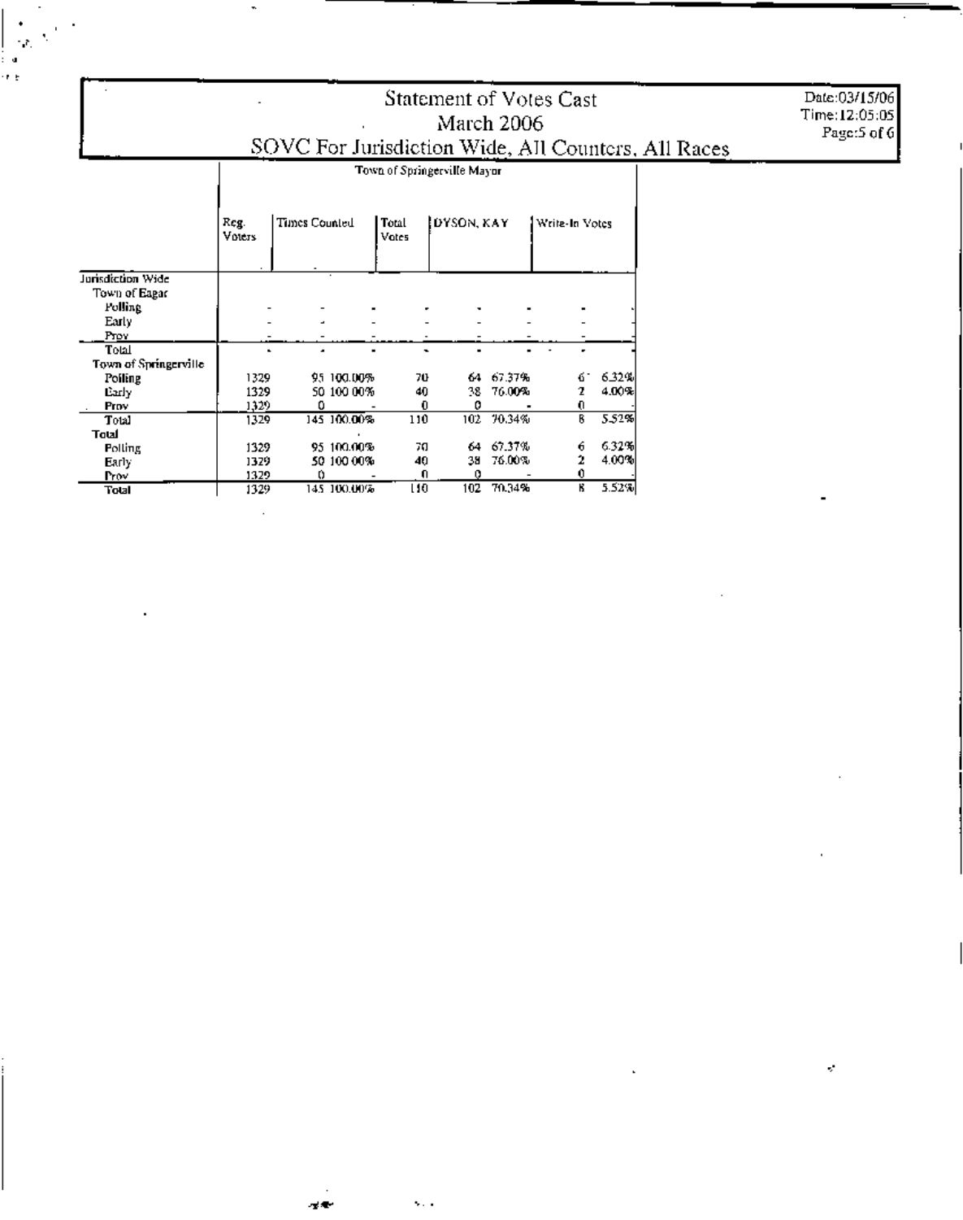# Statement of Votes Cast

## March 2006

## SOVC For Jurisdiction Wide, All Counters, All Races

Date:03/15/06
Time:12:05:05

| | Town of Springerville Mayor | | | | | | | |
|---|---|---|---|---|---|---|---|---|
| | Reg. Voters | Times Counted | | Total Votes | DYSON, KAY | | Write-In Votes | |
| **Jurisdiction Wide** | | | | | | | | |
| Town of Eagar | | | | | | | | |
| Polling | - | - | - | - | - | - | - | - |
| Early | - | - | - | - | - | - | - | - |
| Prov | - | - | - | - | - | - | - | - |
| Total | - | - | - | - | - | - | - | - |
| Town of Springerville | | | | | | | | |
| Polling | 1329 | 95 | 100.00% | 70 | 64 | 67.37% | 6 | 6.32% |
| Early | 1329 | 50 | 100.00% | 40 | 38 | 76.00% | 2 | 4.00% |
| Prov | 1329 | 0 | - | 0 | 0 | - | 0 | - |
| Total | 1329 | 145 | 100.00% | 110 | 102 | 70.34% | 8 | 5.52% |
| **Total** | | | | | | | | |
| Polling | 1329 | 95 | 100.00% | 70 | 64 | 67.37% | 6 | 6.32% |
| Early | 1329 | 50 | 100.00% | 40 | 38 | 76.00% | 2 | 4.00% |
| Prov | 1329 | 0 | - | 0 | 0 | - | 0 | - |
| Total | 1329 | 145 | 100.00% | 110 | 102 | 70.34% | 8 | 5.52% |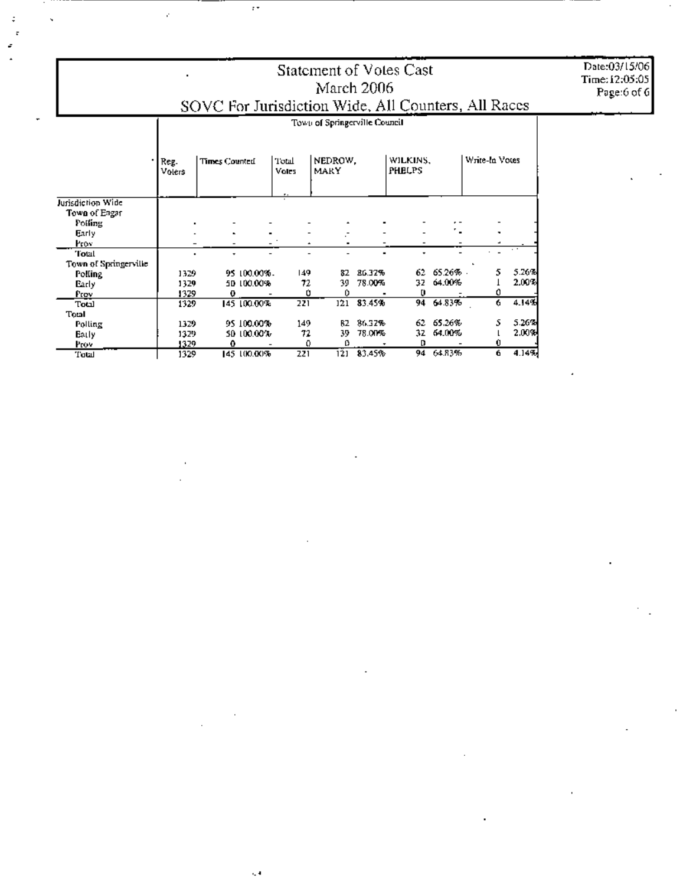# Statement of Votes Cast
## March 2006
## SOVC For Jurisdiction Wide, All Counters, All Races

Date:03/15/06
Time:12:05:05

**Town of Springerville Council**

| | Reg. Voters | Times Counted | | Total Votes | NEDROW, MARY | | WILKINS, PHELPS | | Write-In Votes | |
|---|---|---|---|---|---|---|---|---|---|---|
| **Jurisdiction Wide** | | | | | | | | | | |
| Town of Eagar | | | | | | | | | | |
| Polling | - | - | - | - | - | - | - | - | - | - |
| Early | - | - | - | - | - | - | - | - | - | - |
| Prov | - | - | - | - | - | - | - | - | - | - |
| Total | - | - | - | - | - | - | - | - | - | - |
| Town of Springerville | | | | | | | | | | |
| Polling | 1329 | 95 | 100.00% | 149 | 82 | 86.32% | 62 | 65.26% | 5 | 5.26% |
| Early | 1329 | 50 | 100.00% | 72 | 39 | 78.00% | 32 | 64.00% | 1 | 2.00% |
| Prov | 1329 | 0 | - | 0 | 0 | - | 0 | - | 0 | - |
| Total | 1329 | 145 | 100.00% | 221 | 121 | 83.45% | 94 | 64.83% | 6 | 4.14% |
| Total | | | | | | | | | | |
| Polling | 1329 | 95 | 100.00% | 149 | 82 | 86.32% | 62 | 65.26% | 5 | 5.26% |
| Early | 1329 | 50 | 100.00% | 72 | 39 | 78.00% | 32 | 64.00% | 1 | 2.00% |
| Prov | 1329 | 0 | - | 0 | 0 | - | 0 | - | 0 | - |
| Total | 1329 | 145 | 100.00% | 221 | 121 | 83.45% | 94 | 64.83% | 6 | 4.14% |